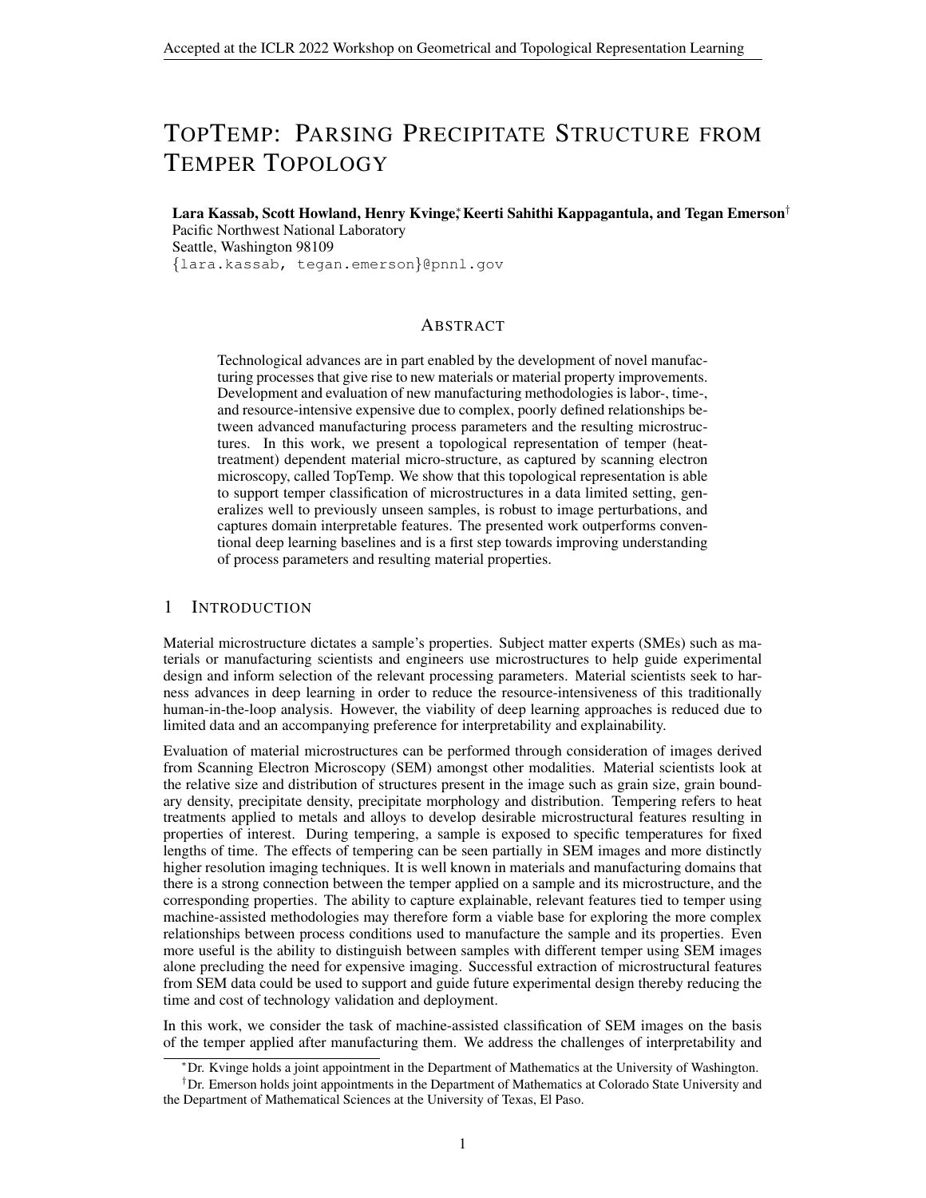# TopTemp: Parsing Precipitate Structure from Temper Topology

**Lara Kassab, Scott Howland, Henry Kvinge[*], Keerti Sahithi Kappagantula, and Tegan Emerson[†]**
Pacific Northwest National Laboratory
Seattle, Washington 98109
{lara.kassab, tegan.emerson}@pnnl.gov

## Abstract

Technological advances are in part enabled by the development of novel manufacturing processes that give rise to new materials or material property improvements. Development and evaluation of new manufacturing methodologies is labor-, time-, and resource-intensive expensive due to complex, poorly defined relationships between advanced manufacturing process parameters and the resulting microstructures. In this work, we present a topological representation of temper (heat-treatment) dependent material micro-structure, as captured by scanning electron microscopy, called TopTemp. We show that this topological representation is able to support temper classification of microstructures in a data limited setting, generalizes well to previously unseen samples, is robust to image perturbations, and captures domain interpretable features. The presented work outperforms conventional deep learning baselines and is a first step towards improving understanding of process parameters and resulting material properties.

## 1 Introduction

Material microstructure dictates a sample's properties. Subject matter experts (SMEs) such as materials or manufacturing scientists and engineers use microstructures to help guide experimental design and inform selection of the relevant processing parameters. Material scientists seek to harness advances in deep learning in order to reduce the resource-intensiveness of this traditionally human-in-the-loop analysis. However, the viability of deep learning approaches is reduced due to limited data and an accompanying preference for interpretability and explainability.

Evaluation of material microstructures can be performed through consideration of images derived from Scanning Electron Microscopy (SEM) amongst other modalities. Material scientists look at the relative size and distribution of structures present in the image such as grain size, grain boundary density, precipitate density, precipitate morphology and distribution. Tempering refers to heat treatments applied to metals and alloys to develop desirable microstructural features resulting in properties of interest. During tempering, a sample is exposed to specific temperatures for fixed lengths of time. The effects of tempering can be seen partially in SEM images and more distinctly higher resolution imaging techniques. It is well known in materials and manufacturing domains that there is a strong connection between the temper applied on a sample and its microstructure, and the corresponding properties. The ability to capture explainable, relevant features tied to temper using machine-assisted methodologies may therefore form a viable base for exploring the more complex relationships between process conditions used to manufacture the sample and its properties. Even more useful is the ability to distinguish between samples with different temper using SEM images alone precluding the need for expensive imaging. Successful extraction of microstructural features from SEM data could be used to support and guide future experimental design thereby reducing the time and cost of technology validation and deployment.

In this work, we consider the task of machine-assisted classification of SEM images on the basis of the temper applied after manufacturing them. We address the challenges of interpretability and

[*] Dr. Kvinge holds a joint appointment in the Department of Mathematics at the University of Washington.

[†] Dr. Emerson holds joint appointments in the Department of Mathematics at Colorado State University and the Department of Mathematical Sciences at the University of Texas, El Paso.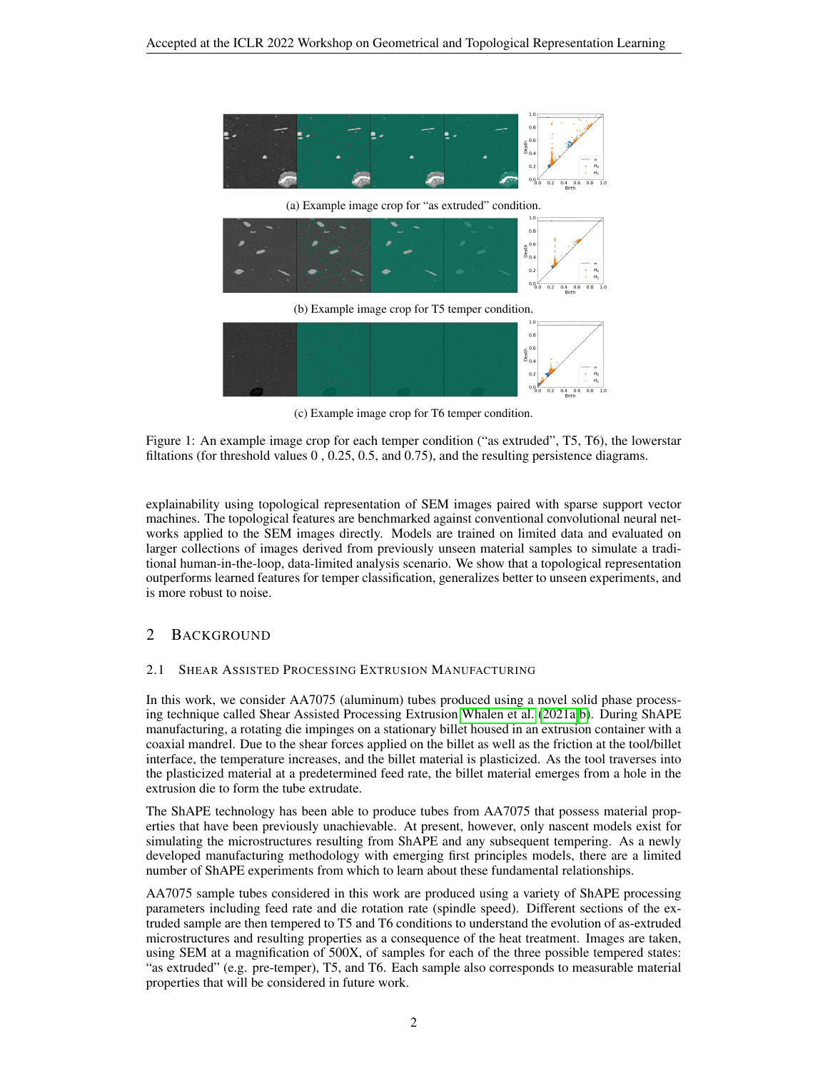(a) Example image crop for "as extruded" condition.

(b) Example image crop for T5 temper condition.

(c) Example image crop for T6 temper condition.

Figure 1: An example image crop for each temper condition ("as extruded", T5, T6), the lowerstar filtations (for threshold values 0 , 0.25, 0.5, and 0.75), and the resulting persistence diagrams.

explainability using topological representation of SEM images paired with sparse support vector machines. The topological features are benchmarked against conventional convolutional neural networks applied to the SEM images directly. Models are trained on limited data and evaluated on larger collections of images derived from previously unseen material samples to simulate a traditional human-in-the-loop, data-limited analysis scenario. We show that a topological representation outperforms learned features for temper classification, generalizes better to unseen experiments, and is more robust to noise.

## 2 Background

### 2.1 Shear Assisted Processing Extrusion Manufacturing

In this work, we consider AA7075 (aluminum) tubes produced using a novel solid phase processing technique called Shear Assisted Processing Extrusion Whalen et al. (2021a;b). During ShAPE manufacturing, a rotating die impinges on a stationary billet housed in an extrusion container with a coaxial mandrel. Due to the shear forces applied on the billet as well as the friction at the tool/billet interface, the temperature increases, and the billet material is plasticized. As the tool traverses into the plasticized material at a predetermined feed rate, the billet material emerges from a hole in the extrusion die to form the tube extrudate.

The ShAPE technology has been able to produce tubes from AA7075 that possess material properties that have been previously unachievable. At present, however, only nascent models exist for simulating the microstructures resulting from ShAPE and any subsequent tempering. As a newly developed manufacturing methodology with emerging first principles models, there are a limited number of ShAPE experiments from which to learn about these fundamental relationships.

AA7075 sample tubes considered in this work are produced using a variety of ShAPE processing parameters including feed rate and die rotation rate (spindle speed). Different sections of the extruded sample are then tempered to T5 and T6 conditions to understand the evolution of as-extruded microstructures and resulting properties as a consequence of the heat treatment. Images are taken, using SEM at a magnification of 500X, of samples for each of the three possible tempered states: "as extruded" (e.g. pre-temper), T5, and T6. Each sample also corresponds to measurable material properties that will be considered in future work.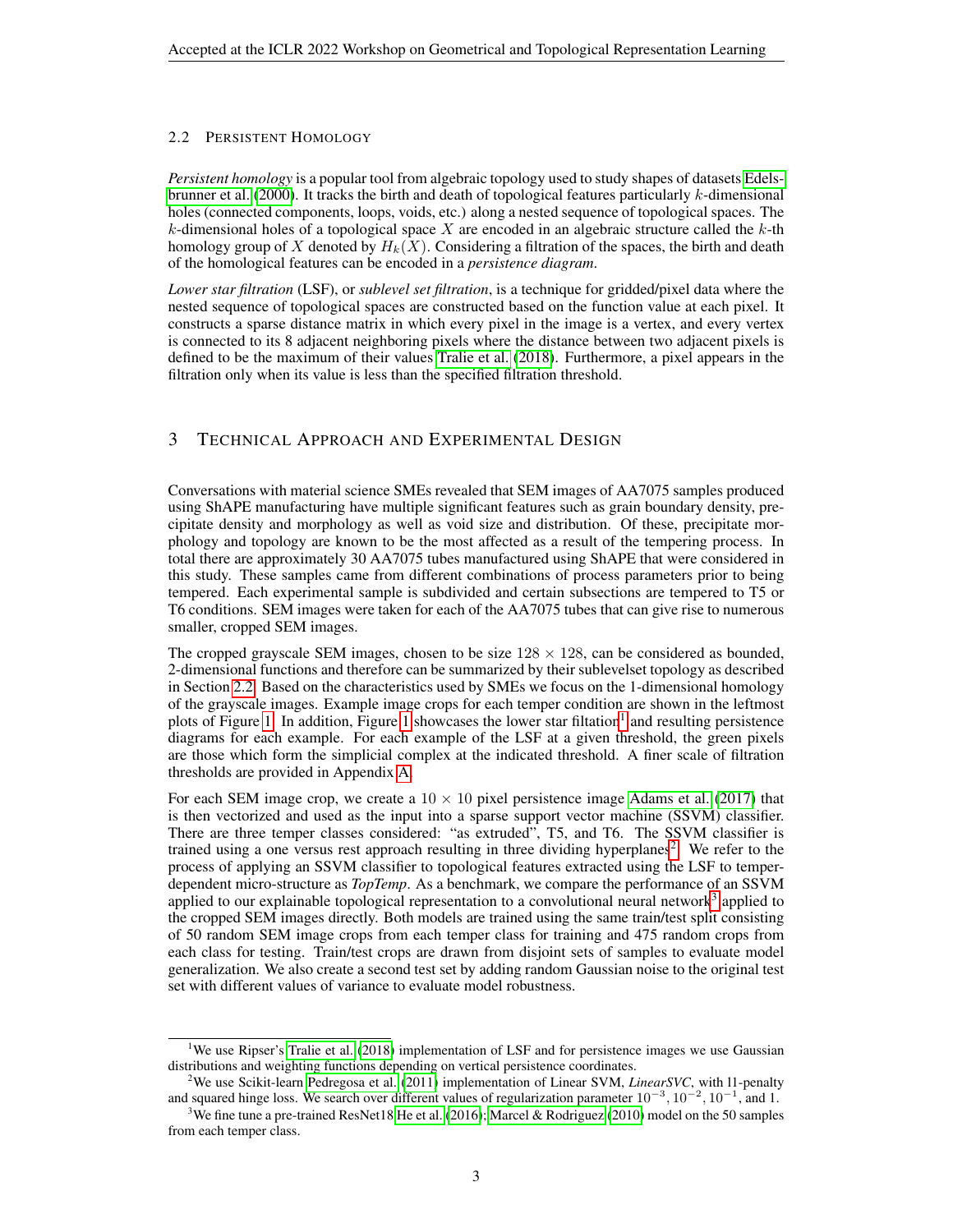### 2.2 Persistent Homology

*Persistent homology* is a popular tool from algebraic topology used to study shapes of datasets Edelsbrunner et al. (2000). It tracks the birth and death of topological features particularly $k$-dimensional holes (connected components, loops, voids, etc.) along a nested sequence of topological spaces. The $k$-dimensional holes of a topological space $X$ are encoded in an algebraic structure called the $k$-th homology group of $X$ denoted by $H_k(X)$. Considering a filtration of the spaces, the birth and death of the homological features can be encoded in a *persistence diagram*.

*Lower star filtration* (LSF), or *sublevel set filtration*, is a technique for gridded/pixel data where the nested sequence of topological spaces are constructed based on the function value at each pixel. It constructs a sparse distance matrix in which every pixel in the image is a vertex, and every vertex is connected to its 8 adjacent neighboring pixels where the distance between two adjacent pixels is defined to be the maximum of their values Tralie et al. (2018). Furthermore, a pixel appears in the filtration only when its value is less than the specified filtration threshold.

## 3 Technical Approach and Experimental Design

Conversations with material science SMEs revealed that SEM images of AA7075 samples produced using ShAPE manufacturing have multiple significant features such as grain boundary density, precipitate density and morphology as well as void size and distribution. Of these, precipitate morphology and topology are known to be the most affected as a result of the tempering process. In total there are approximately 30 AA7075 tubes manufactured using ShAPE that were considered in this study. These samples came from different combinations of process parameters prior to being tempered. Each experimental sample is subdivided and certain subsections are tempered to T5 or T6 conditions. SEM images were taken for each of the AA7075 tubes that can give rise to numerous smaller, cropped SEM images.

The cropped grayscale SEM images, chosen to be size $128 \times 128$, can be considered as bounded, 2-dimensional functions and therefore can be summarized by their sublevelset topology as described in Section 2.2. Based on the characteristics used by SMEs we focus on the 1-dimensional homology of the grayscale images. Example image crops for each temper condition are shown in the leftmost plots of Figure 1. In addition, Figure 1 showcases the lower star filtation[1] and resulting persistence diagrams for each example. For each example of the LSF at a given threshold, the green pixels are those which form the simplicial complex at the indicated threshold. A finer scale of filtration thresholds are provided in Appendix A.

For each SEM image crop, we create a $10 \times 10$ pixel persistence image Adams et al. (2017) that is then vectorized and used as the input into a sparse support vector machine (SSVM) classifier. There are three temper classes considered: "as extruded", T5, and T6. The SSVM classifier is trained using a one versus rest approach resulting in three dividing hyperplanes[2]. We refer to the process of applying an SSVM classifier to topological features extracted using the LSF to temper-dependent micro-structure as *TopTemp*. As a benchmark, we compare the performance of an SSVM applied to our explainable topological representation to a convolutional neural network[3] applied to the cropped SEM images directly. Both models are trained using the same train/test split consisting of 50 random SEM image crops from each temper class for training and 475 random crops from each class for testing. Train/test crops are drawn from disjoint sets of samples to evaluate model generalization. We also create a second test set by adding random Gaussian noise to the original test set with different values of variance to evaluate model robustness.

[1] We use Ripser's Tralie et al. (2018) implementation of LSF and for persistence images we use Gaussian distributions and weighting functions depending on vertical persistence coordinates.

[2] We use Scikit-learn Pedregosa et al. (2011) implementation of Linear SVM, *LinearSVC*, with l1-penalty and squared hinge loss. We search over different values of regularization parameter $10^{-3}$, $10^{-2}$, $10^{-1}$, and 1.

[3] We fine tune a pre-trained ResNet18 He et al. (2016); Marcel & Rodriguez (2010) model on the 50 samples from each temper class.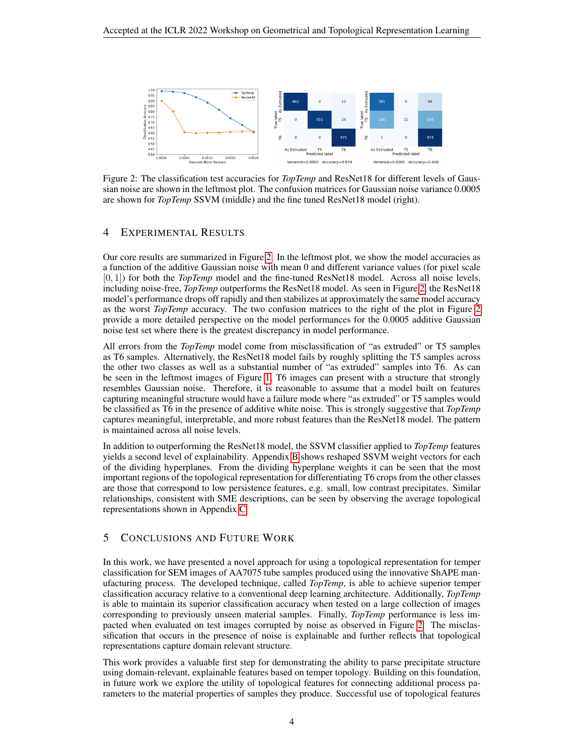Figure 2: The classification test accuracies for *TopTemp* and ResNet18 for different levels of Gaussian noise are shown in the leftmost plot. The confusion matrices for Gaussian noise variance 0.0005 are shown for *TopTemp* SSVM (middle) and the fine tuned ResNet18 model (right).

## 4 Experimental Results

Our core results are summarized in Figure 2. In the leftmost plot, we show the model accuracies as a function of the additive Gaussian noise with mean 0 and different variance values (for pixel scale $[0, 1]$) for both the *TopTemp* model and the fine-tuned ResNet18 model. Across all noise levels, including noise-free, *TopTemp* outperforms the ResNet18 model. As seen in Figure 2, the ResNet18 model's performance drops off rapidly and then stabilizes at approximately the same model accuracy as the worst *TopTemp* accuracy. The two confusion matrices to the right of the plot in Figure 2 provide a more detailed perspective on the model performances for the 0.0005 additive Gaussian noise test set where there is the greatest discrepancy in model performance.

All errors from the *TopTemp* model come from misclassification of "as extruded" or T5 samples as T6 samples. Alternatively, the ResNet18 model fails by roughly splitting the T5 samples across the other two classes as well as a substantial number of "as extruded" samples into T6. As can be seen in the leftmost images of Figure 1, T6 images can present with a structure that strongly resembles Gaussian noise. Therefore, it is reasonable to assume that a model built on features capturing meaningful structure would have a failure mode where "as extruded" or T5 samples would be classified as T6 in the presence of additive white noise. This is strongly suggestive that *TopTemp* captures meaningful, interpretable, and more robust features than the ResNet18 model. The pattern is maintained across all noise levels.

In addition to outperforming the ResNet18 model, the SSVM classifier applied to *TopTemp* features yields a second level of explainability. Appendix B shows reshaped SSVM weight vectors for each of the dividing hyperplanes. From the dividing hyperplane weights it can be seen that the most important regions of the topological representation for differentiating T6 crops from the other classes are those that correspond to low persistence features, e.g. small, low contrast precipitates. Similar relationships, consistent with SME descriptions, can be seen by observing the average topological representations shown in Appendix C.

## 5 Conclusions and Future Work

In this work, we have presented a novel approach for using a topological representation for temper classification for SEM images of AA7075 tube samples produced using the innovative ShAPE manufacturing process. The developed technique, called *TopTemp*, is able to achieve superior temper classification accuracy relative to a conventional deep learning architecture. Additionally, *TopTemp* is able to maintain its superior classification accuracy when tested on a large collection of images corresponding to previously unseen material samples. Finally, *TopTemp* performance is less impacted when evaluated on test images corrupted by noise as observed in Figure 2. The misclassification that occurs in the presence of noise is explainable and further reflects that topological representations capture domain relevant structure.

This work provides a valuable first step for demonstrating the ability to parse precipitate structure using domain-relevant, explainable features based on temper topology. Building on this foundation, in future work we explore the utility of topological features for connecting additional process parameters to the material properties of samples they produce. Successful use of topological features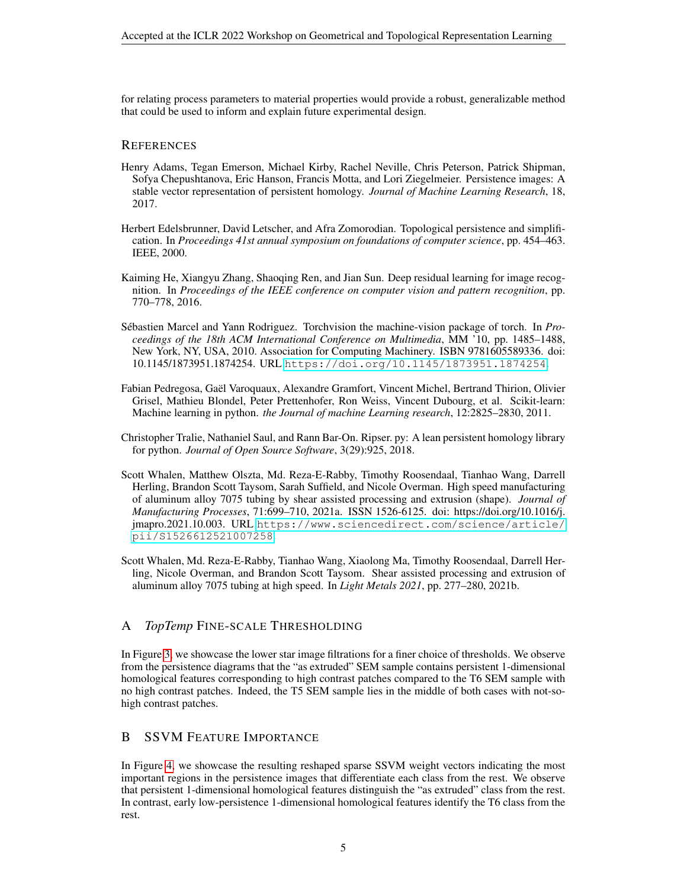for relating process parameters to material properties would provide a robust, generalizable method that could be used to inform and explain future experimental design.

## REFERENCES

Henry Adams, Tegan Emerson, Michael Kirby, Rachel Neville, Chris Peterson, Patrick Shipman, Sofya Chepushtanova, Eric Hanson, Francis Motta, and Lori Ziegelmeier. Persistence images: A stable vector representation of persistent homology. *Journal of Machine Learning Research*, 18, 2017.

Herbert Edelsbrunner, David Letscher, and Afra Zomorodian. Topological persistence and simplification. In *Proceedings 41st annual symposium on foundations of computer science*, pp. 454–463. IEEE, 2000.

Kaiming He, Xiangyu Zhang, Shaoqing Ren, and Jian Sun. Deep residual learning for image recognition. In *Proceedings of the IEEE conference on computer vision and pattern recognition*, pp. 770–778, 2016.

Sébastien Marcel and Yann Rodriguez. Torchvision the machine-vision package of torch. In *Proceedings of the 18th ACM International Conference on Multimedia*, MM '10, pp. 1485–1488, New York, NY, USA, 2010. Association for Computing Machinery. ISBN 9781605589336. doi: 10.1145/1873951.1874254. URL https://doi.org/10.1145/1873951.1874254.

Fabian Pedregosa, Gaël Varoquaux, Alexandre Gramfort, Vincent Michel, Bertrand Thirion, Olivier Grisel, Mathieu Blondel, Peter Prettenhofer, Ron Weiss, Vincent Dubourg, et al. Scikit-learn: Machine learning in python. *the Journal of machine Learning research*, 12:2825–2830, 2011.

Christopher Tralie, Nathaniel Saul, and Rann Bar-On. Ripser. py: A lean persistent homology library for python. *Journal of Open Source Software*, 3(29):925, 2018.

Scott Whalen, Matthew Olszta, Md. Reza-E-Rabby, Timothy Roosendaal, Tianhao Wang, Darrell Herling, Brandon Scott Taysom, Sarah Suffield, and Nicole Overman. High speed manufacturing of aluminum alloy 7075 tubing by shear assisted processing and extrusion (shape). *Journal of Manufacturing Processes*, 71:699–710, 2021a. ISSN 1526-6125. doi: https://doi.org/10.1016/j.jmapro.2021.10.003. URL https://www.sciencedirect.com/science/article/pii/S1526612521007258.

Scott Whalen, Md. Reza-E-Rabby, Tianhao Wang, Xiaolong Ma, Timothy Roosendaal, Darrell Herling, Nicole Overman, and Brandon Scott Taysom. Shear assisted processing and extrusion of aluminum alloy 7075 tubing at high speed. In *Light Metals 2021*, pp. 277–280, 2021b.

## A *TopTemp* FINE-SCALE THRESHOLDING

In Figure 3, we showcase the lower star image filtrations for a finer choice of thresholds. We observe from the persistence diagrams that the "as extruded" SEM sample contains persistent 1-dimensional homological features corresponding to high contrast patches compared to the T6 SEM sample with no high contrast patches. Indeed, the T5 SEM sample lies in the middle of both cases with not-so-high contrast patches.

## B SSVM FEATURE IMPORTANCE

In Figure 4, we showcase the resulting reshaped sparse SSVM weight vectors indicating the most important regions in the persistence images that differentiate each class from the rest. We observe that persistent 1-dimensional homological features distinguish the "as extruded" class from the rest. In contrast, early low-persistence 1-dimensional homological features identify the T6 class from the rest.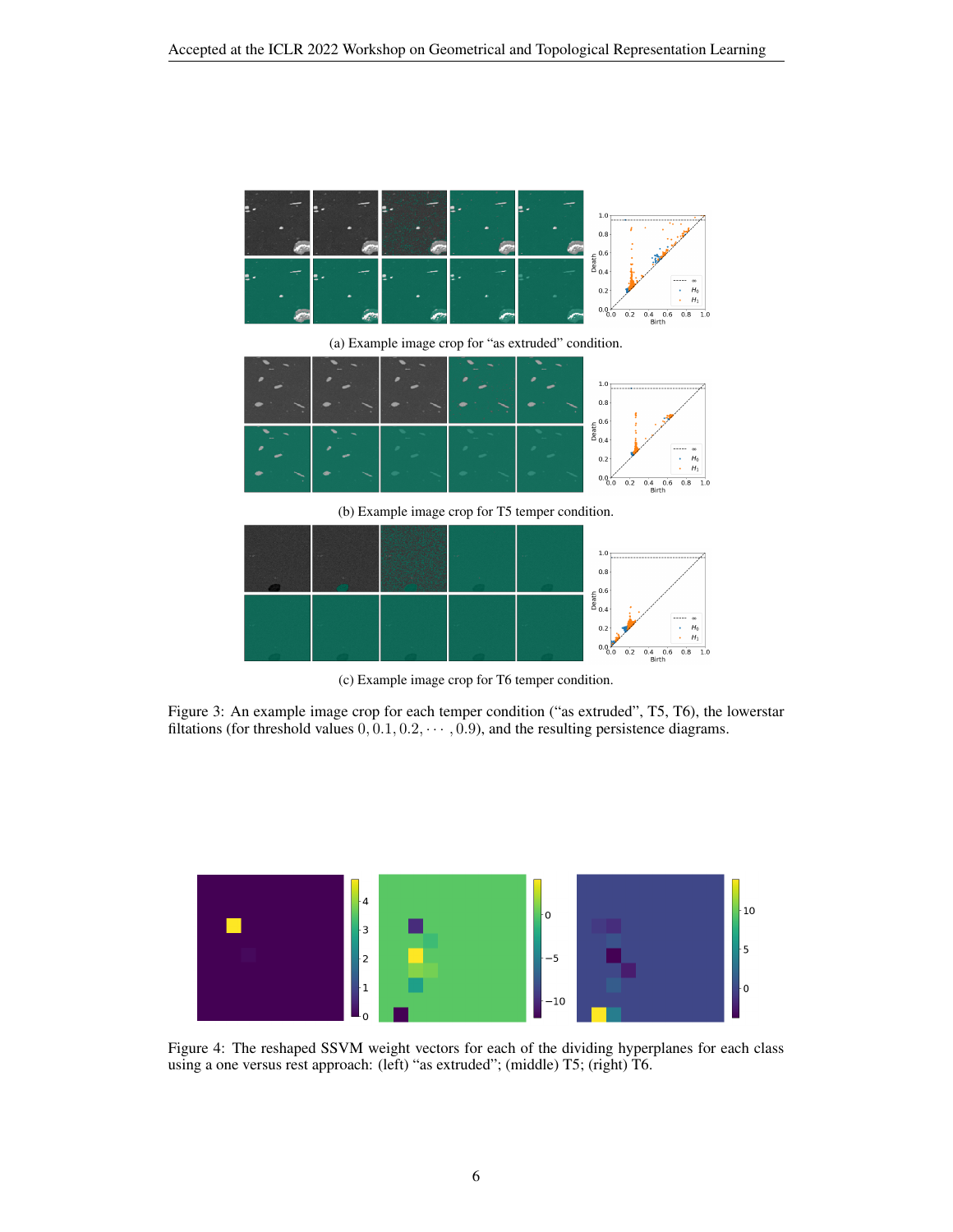(a) Example image crop for "as extruded" condition.

(b) Example image crop for T5 temper condition.

(c) Example image crop for T6 temper condition.

Figure 3: An example image crop for each temper condition ("as extruded", T5, T6), the lowerstar filtations (for threshold values $0, 0.1, 0.2, \cdots, 0.9$), and the resulting persistence diagrams.

Figure 4: The reshaped SSVM weight vectors for each of the dividing hyperplanes for each class using a one versus rest approach: (left) "as extruded"; (middle) T5; (right) T6.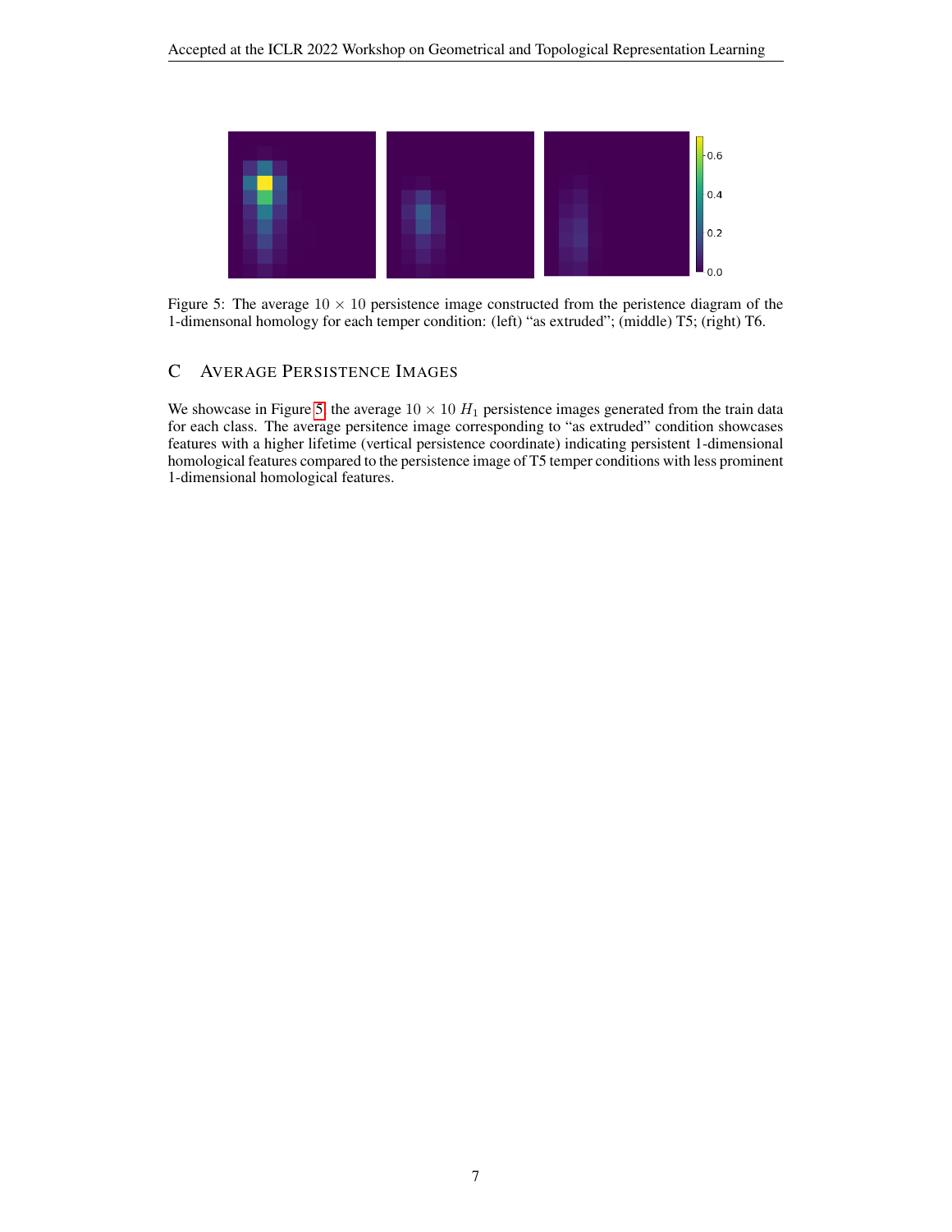0.6

0.4

0.2

0.0

Figure 5: The average $10 \times 10$ persistence image constructed from the peristence diagram of the 1-dimensonal homology for each temper condition: (left) “as extruded”; (middle) T5; (right) T6.

## C AVERAGE PERSISTENCE IMAGES

We showcase in Figure 5 the average $10 \times 10$ $H_1$ persistence images generated from the train data for each class. The average persitence image corresponding to “as extruded” condition showcases features with a higher lifetime (vertical persistence coordinate) indicating persistent 1-dimensional homological features compared to the persistence image of T5 temper conditions with less prominent 1-dimensional homological features.